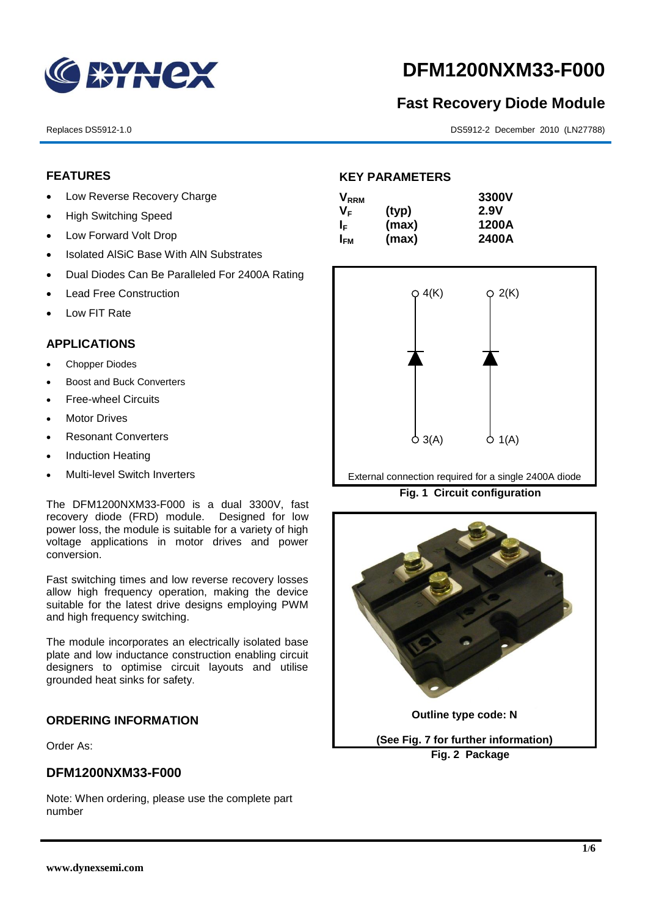# DFM1200NXM33-F000

## Fast Recovery Diode Module

Replaces DS5912-1.0

DS5912-2 December 2010 (LN27788)

### FEATURES

- Low Reverse Recovery Charge
- High Switching Speed
- Low Forward Volt Drop
- Isolated AlSiC Base With AlN Substrates
- Dual Diodes Can Be Paralleled For 2400A Rating
- Lead Free Construction
- Low FIT Rate

### APPLICATIONS

- Chopper Diodes
- Boost and Buck Converters
- Free-wheel Circuits
- Motor Drives
- Resonant Converters
- Induction Heating
- Multi-level Switch Inverters

The DFM1200NXM33-F000 is a dual 3300V, fast recovery diode (FRD) module. Designed for low power loss, the module is suitable for a variety of high voltage applications in motor drives and power conversion.

Fast switching times and low reverse recovery losses allow high frequency operation, making the device suitable for the latest drive designs employing PWM and high frequency switching.

The module incorporates an electrically isolated base plate and low inductance construction enabling circuit designers to optimise circuit layouts and utilise grounded heat sinks for safety.

### ORDERING INFORMATION

Order As:

### DFM1200NXM33-F000

Note: When ordering, please use the complete part number

### KEY PARAMETERS

| | | |
|---|---|---|
| $V_{RRM}$ | | 3300V |
| $V_F$ | (typ) | 2.9V |
| $I_F$ | (max) | 1200A |
| $I_{FM}$ | (max) | 2400A |

4(K) 2(K) 3(A) 1(A)

External connection required for a single 2400A diode

**Fig. 1 Circuit configuration**

Outline type code: N

(See Fig. 7 for further information)

**Fig. 2 Package**

www.dynexsemi.com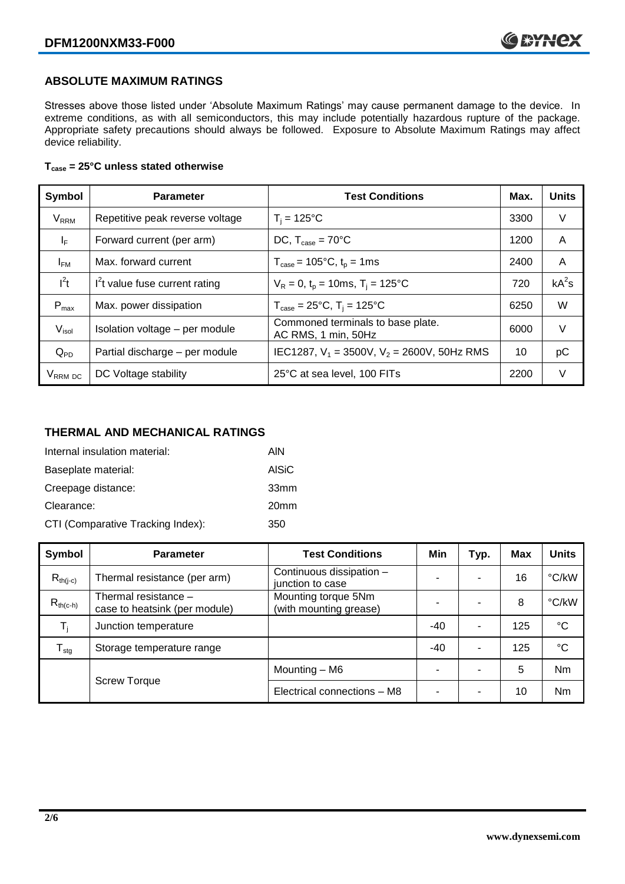## ABSOLUTE MAXIMUM RATINGS

Stresses above those listed under 'Absolute Maximum Ratings' may cause permanent damage to the device. In extreme conditions, as with all semiconductors, this may include potentially hazardous rupture of the package. Appropriate safety precautions should always be followed. Exposure to Absolute Maximum Ratings may affect device reliability.

**$T_{case}$ = 25°C unless stated otherwise**

| Symbol | Parameter | Test Conditions | Max. | Units |
|---|---|---|---|---|
| $V_{RRM}$ | Repetitive peak reverse voltage | $T_j$ = 125°C | 3300 | V |
| $I_F$ | Forward current (per arm) | DC, $T_{case}$ = 70°C | 1200 | A |
| $I_{FM}$ | Max. forward current | $T_{case}$ = 105°C, $t_p$ = 1ms | 2400 | A |
| $I^2t$ | $I^2t$ value fuse current rating | $V_R$ = 0, $t_p$ = 10ms, $T_j$ = 125°C | 720 | $kA^2s$ |
| $P_{max}$ | Max. power dissipation | $T_{case}$ = 25°C, $T_j$ = 125°C | 6250 | W |
| $V_{isol}$ | Isolation voltage – per module | Commoned terminals to base plate. AC RMS, 1 min, 50Hz | 6000 | V |
| $Q_{PD}$ | Partial discharge – per module | IEC1287, $V_1$ = 3500V, $V_2$ = 2600V, 50Hz RMS | 10 | pC |
| $V_{RRM\ DC}$ | DC Voltage stability | 25°C at sea level, 100 FITs | 2200 | V |

## THERMAL AND MECHANICAL RATINGS

| | |
|---|---|
| Internal insulation material: | AlN |
| Baseplate material: | AlSiC |
| Creepage distance: | 33mm |
| Clearance: | 20mm |
| CTI (Comparative Tracking Index): | 350 |

| Symbol | Parameter | Test Conditions | Min | Typ. | Max | Units |
|---|---|---|---|---|---|---|
| $R_{th(j-c)}$ | Thermal resistance (per arm) | Continuous dissipation – junction to case | - | - | 16 | °C/kW |
| $R_{th(c-h)}$ | Thermal resistance – case to heatsink (per module) | Mounting torque 5Nm (with mounting grease) | - | - | 8 | °C/kW |
| $T_j$ | Junction temperature | | -40 | - | 125 | °C |
| $T_{stg}$ | Storage temperature range | | -40 | - | 125 | °C |
| | Screw Torque | Mounting – M6 | - | - | 5 | Nm |
| | | Electrical connections – M8 | - | - | 10 | Nm |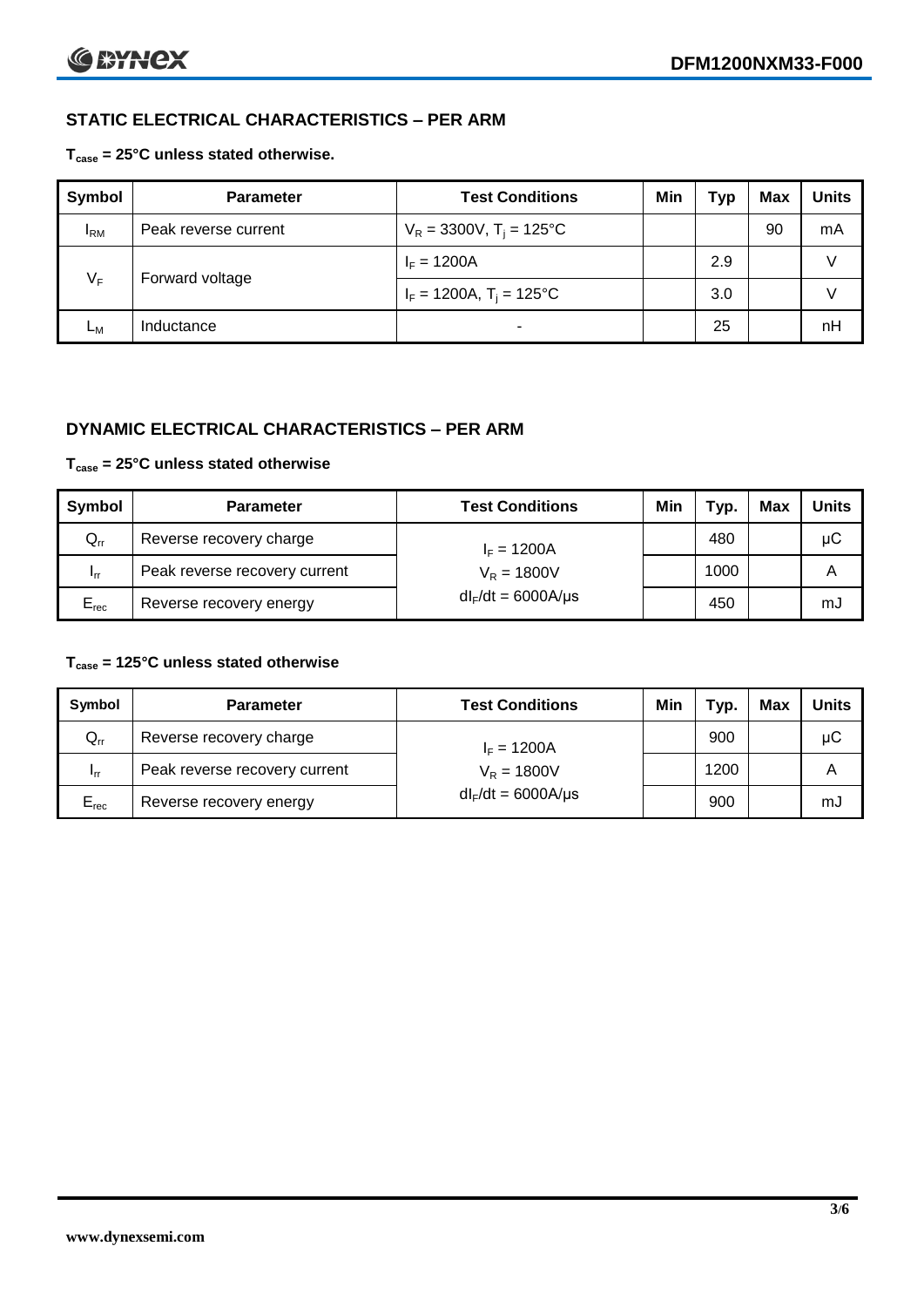## STATIC ELECTRICAL CHARACTERISTICS – PER ARM

**$T_{case}$ = 25°C unless stated otherwise.**

| Symbol | Parameter | Test Conditions | Min | Typ | Max | Units |
|---|---|---|---|---|---|---|
| $I_{RM}$ | Peak reverse current | $V_R$ = 3300V, $T_j$ = 125°C | | | 90 | mA |
| $V_F$ | Forward voltage | $I_F$ = 1200A | | 2.9 | | V |
| | | $I_F$ = 1200A, $T_j$ = 125°C | | 3.0 | | V |
| $L_M$ | Inductance | - | | 25 | | nH |

## DYNAMIC ELECTRICAL CHARACTERISTICS – PER ARM

**$T_{case}$ = 25°C unless stated otherwise**

| Symbol | Parameter | Test Conditions | Min | Typ. | Max | Units |
|---|---|---|---|---|---|---|
| $Q_{rr}$ | Reverse recovery charge | $I_F$ = 1200A | | 480 | | μC |
| $I_{rr}$ | Peak reverse recovery current | $V_R$ = 1800V | | 1000 | | A |
| $E_{rec}$ | Reverse recovery energy | $dI_F/dt$ = 6000A/μs | | 450 | | mJ |

**$T_{case}$ = 125°C unless stated otherwise**

| Symbol | Parameter | Test Conditions | Min | Typ. | Max | Units |
|---|---|---|---|---|---|---|
| $Q_{rr}$ | Reverse recovery charge | $I_F$ = 1200A | | 900 | | μC |
| $I_{rr}$ | Peak reverse recovery current | $V_R$ = 1800V | | 1200 | | A |
| $E_{rec}$ | Reverse recovery energy | $dI_F/dt$ = 6000A/μs | | 900 | | mJ |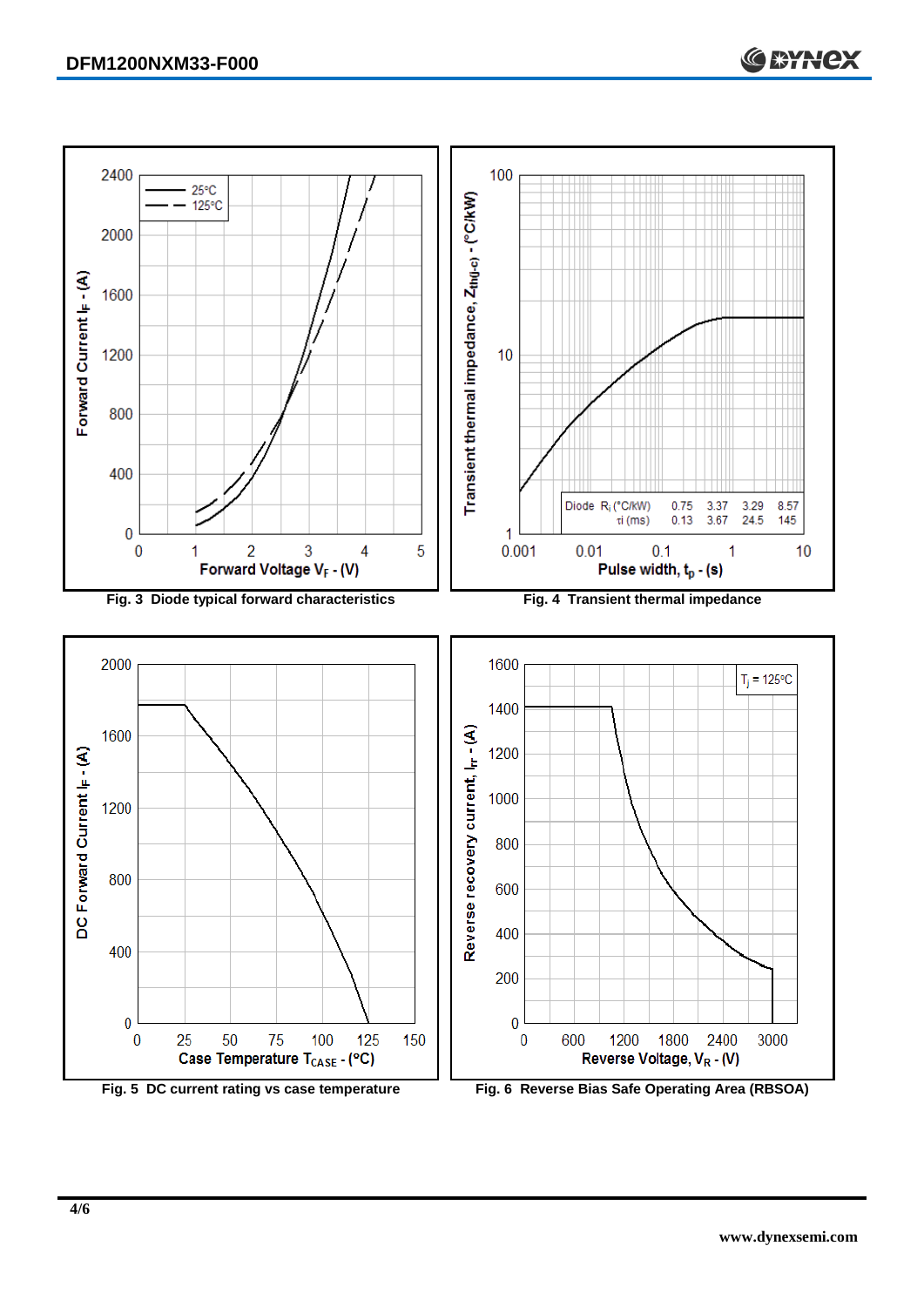Fig. 3 Diode typical forward characteristics

Fig. 4 Transient thermal impedance

| Diode | | | | |
|---|---|---|---|---|
| $R_i$ (°C/kW) | 0.75 | 3.37 | 3.29 | 8.57 |
| $\tau_i$ (ms) | 0.13 | 3.67 | 24.5 | 145 |

Fig. 5 DC current rating vs case temperature

Fig. 6 Reverse Bias Safe Operating Area (RBSOA)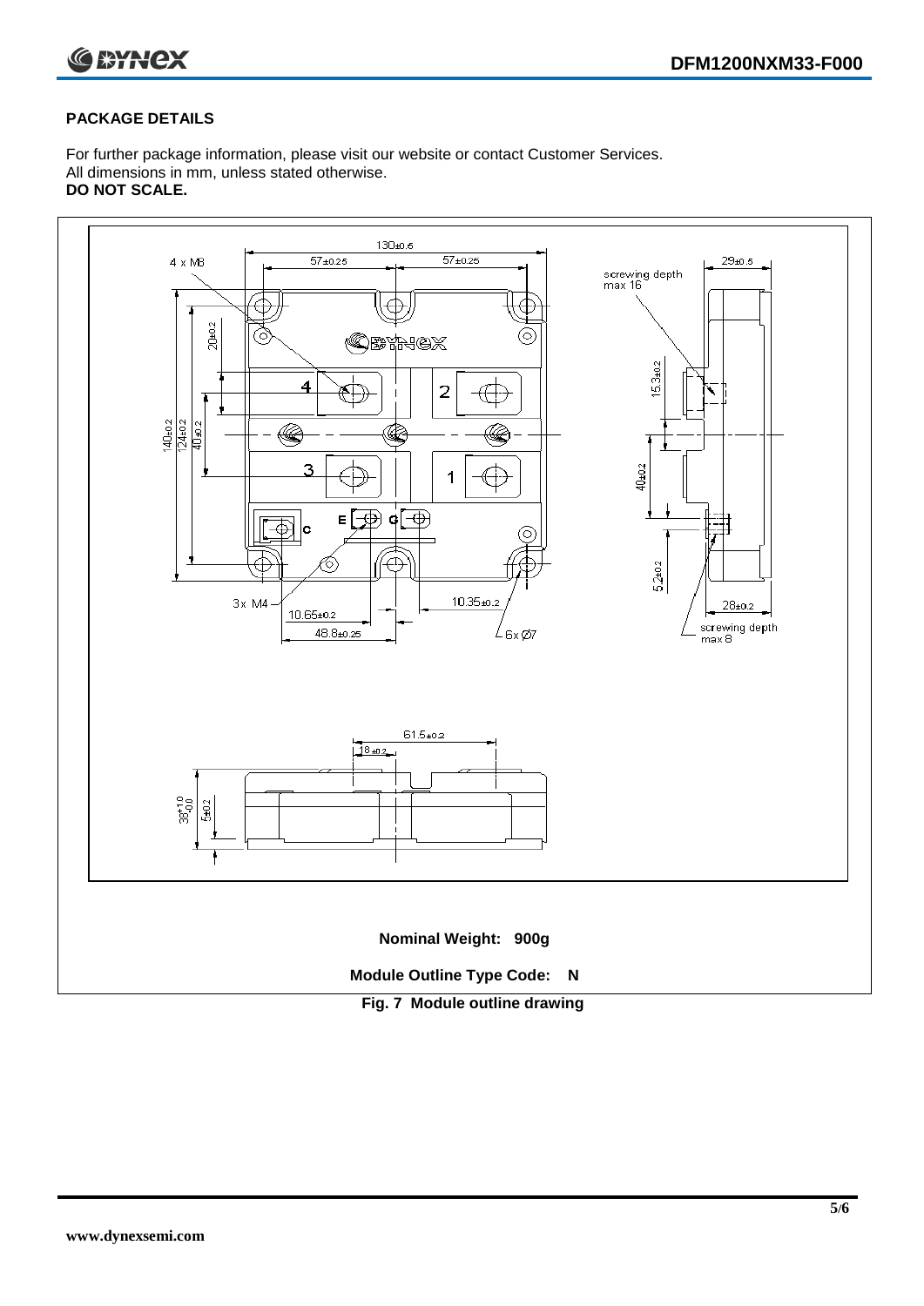## PACKAGE DETAILS

For further package information, please visit our website or contact Customer Services.
All dimensions in mm, unless stated otherwise.
**DO NOT SCALE.**

**Nominal Weight: 900g**

**Module Outline Type Code: N**

**Fig. 7 Module outline drawing**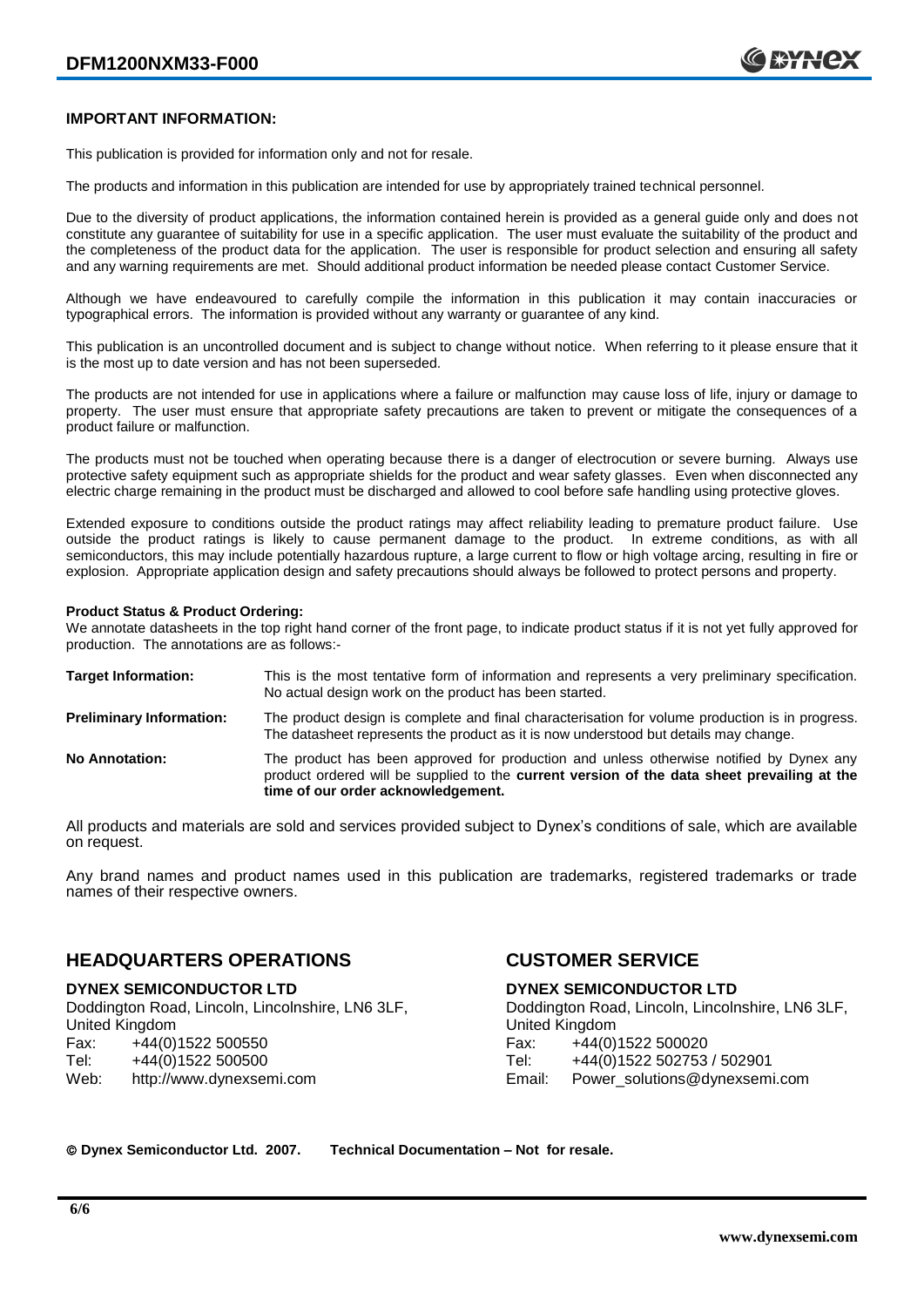**IMPORTANT INFORMATION:**

This publication is provided for information only and not for resale.

The products and information in this publication are intended for use by appropriately trained technical personnel.

Due to the diversity of product applications, the information contained herein is provided as a general guide only and does not constitute any guarantee of suitability for use in a specific application. The user must evaluate the suitability of the product and the completeness of the product data for the application. The user is responsible for product selection and ensuring all safety and any warning requirements are met. Should additional product information be needed please contact Customer Service.

Although we have endeavoured to carefully compile the information in this publication it may contain inaccuracies or typographical errors. The information is provided without any warranty or guarantee of any kind.

This publication is an uncontrolled document and is subject to change without notice. When referring to it please ensure that it is the most up to date version and has not been superseded.

The products are not intended for use in applications where a failure or malfunction may cause loss of life, injury or damage to property. The user must ensure that appropriate safety precautions are taken to prevent or mitigate the consequences of a product failure or malfunction.

The products must not be touched when operating because there is a danger of electrocution or severe burning. Always use protective safety equipment such as appropriate shields for the product and wear safety glasses. Even when disconnected any electric charge remaining in the product must be discharged and allowed to cool before safe handling using protective gloves.

Extended exposure to conditions outside the product ratings may affect reliability leading to premature product failure. Use outside the product ratings is likely to cause permanent damage to the product. In extreme conditions, as with all semiconductors, this may include potentially hazardous rupture, a large current to flow or high voltage arcing, resulting in fire or explosion. Appropriate application design and safety precautions should always be followed to protect persons and property.

**Product Status & Product Ordering:**

We annotate datasheets in the top right hand corner of the front page, to indicate product status if it is not yet fully approved for production. The annotations are as follows:-

| | |
|---|---|
| **Target Information:** | This is the most tentative form of information and represents a very preliminary specification. No actual design work on the product has been started. |
| **Preliminary Information:** | The product design is complete and final characterisation for volume production is in progress. The datasheet represents the product as it is now understood but details may change. |
| **No Annotation:** | The product has been approved for production and unless otherwise notified by Dynex any product ordered will be supplied to the **current version of the data sheet prevailing at the time of our order acknowledgement.** |

All products and materials are sold and services provided subject to Dynex's conditions of sale, which are available on request.

Any brand names and product names used in this publication are trademarks, registered trademarks or trade names of their respective owners.

## HEADQUARTERS OPERATIONS

**DYNEX SEMICONDUCTOR LTD**

Doddington Road, Lincoln, Lincolnshire, LN6 3LF, United Kingdom
Fax: +44(0)1522 500550
Tel: +44(0)1522 500500
Web: http://www.dynexsemi.com

## CUSTOMER SERVICE

**DYNEX SEMICONDUCTOR LTD**

Doddington Road, Lincoln, Lincolnshire, LN6 3LF, United Kingdom
Fax: +44(0)1522 500020
Tel: +44(0)1522 502753 / 502901
Email: Power_solutions@dynexsemi.com

**© Dynex Semiconductor Ltd. 2007. Technical Documentation – Not for resale.**